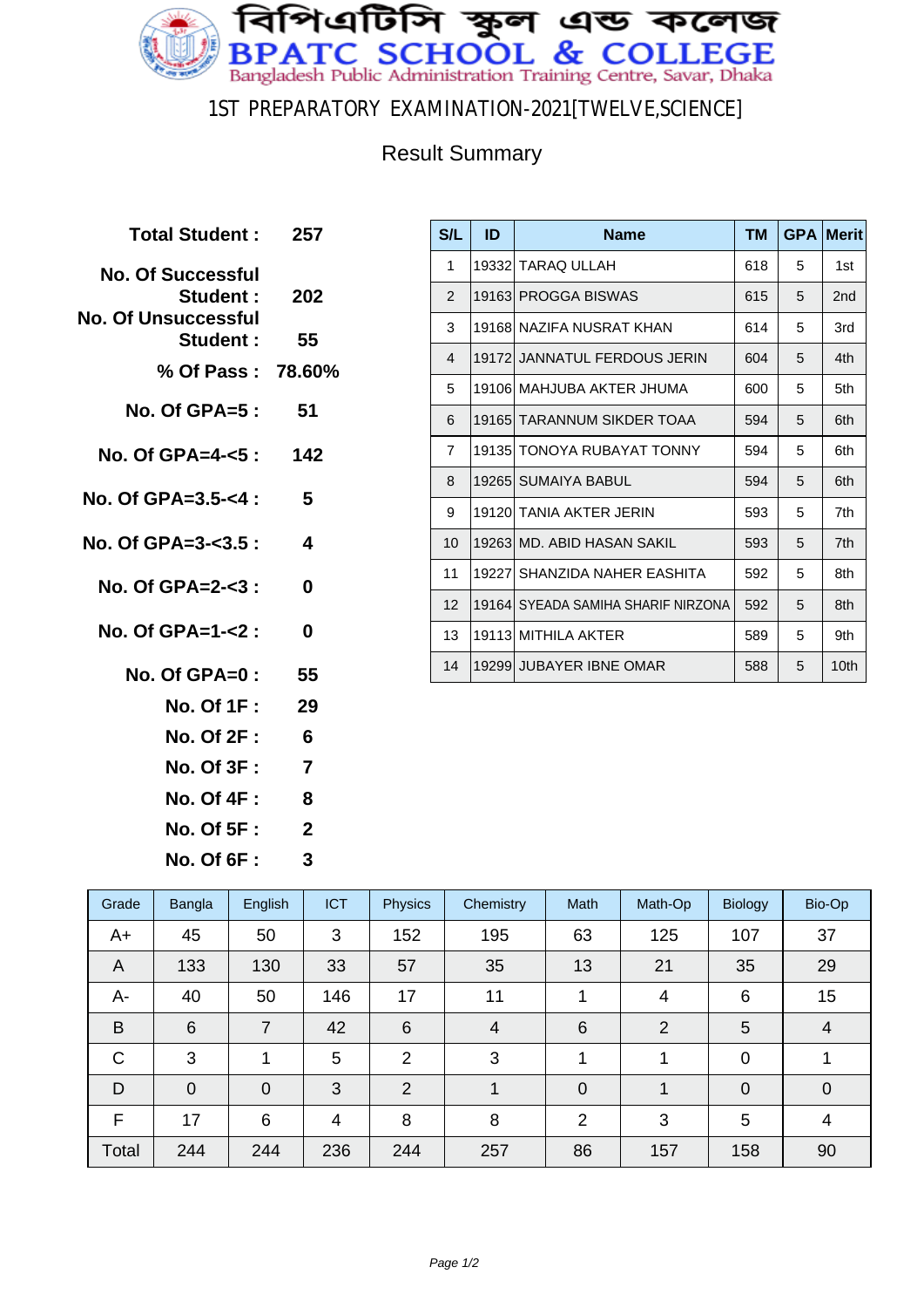# বিপিএটিসি স্কুল এন্ড কলেজ
# BPATC SCHOOL & COLLEGE

Bangladesh Public Administration Training Centre, Savar, Dhaka

## 1ST PREPARATORY EXAMINATION-2021[TWELVE,SCIENCE]

### Result Summary

| | |
|---|---|
| **Total Student :** | **257** |
| **No. Of Successful Student :** | **202** |
| **No. Of Unsuccessful Student :** | **55** |
| **% Of Pass :** | **78.60%** |
| **No. Of GPA=5 :** | **51** |
| **No. Of GPA=4-<5 :** | **142** |
| **No. Of GPA=3.5-<4 :** | **5** |
| **No. Of GPA=3-<3.5 :** | **4** |
| **No. Of GPA=2-<3 :** | **0** |
| **No. Of GPA=1-<2 :** | **0** |
| **No. Of GPA=0 :** | **55** |
| **No. Of 1F :** | **29** |
| **No. Of 2F :** | **6** |
| **No. Of 3F :** | **7** |
| **No. Of 4F :** | **8** |
| **No. Of 5F :** | **2** |
| **No. Of 6F :** | **3** |

| S/L | ID | Name | TM | GPA | Merit |
|---|---|---|---|---|---|
| 1 | 19332 | TARAQ ULLAH | 618 | 5 | 1st |
| 2 | 19163 | PROGGA BISWAS | 615 | 5 | 2nd |
| 3 | 19168 | NAZIFA NUSRAT KHAN | 614 | 5 | 3rd |
| 4 | 19172 | JANNATUL FERDOUS JERIN | 604 | 5 | 4th |
| 5 | 19106 | MAHJUBA AKTER JHUMA | 600 | 5 | 5th |
| 6 | 19165 | TARANNUM SIKDER TOAA | 594 | 5 | 6th |
| 7 | 19135 | TONOYA RUBAYAT TONNY | 594 | 5 | 6th |
| 8 | 19265 | SUMAIYA BABUL | 594 | 5 | 6th |
| 9 | 19120 | TANIA AKTER JERIN | 593 | 5 | 7th |
| 10 | 19263 | MD. ABID HASAN SAKIL | 593 | 5 | 7th |
| 11 | 19227 | SHANZIDA NAHER EASHITA | 592 | 5 | 8th |
| 12 | 19164 | SYEADA SAMIHA SHARIF NIRZONA | 592 | 5 | 8th |
| 13 | 19113 | MITHILA AKTER | 589 | 5 | 9th |
| 14 | 19299 | JUBAYER IBNE OMAR | 588 | 5 | 10th |

| Grade | Bangla | English | ICT | Physics | Chemistry | Math | Math-Op | Biology | Bio-Op |
|---|---|---|---|---|---|---|---|---|---|
| A+ | 45 | 50 | 3 | 152 | 195 | 63 | 125 | 107 | 37 |
| A | 133 | 130 | 33 | 57 | 35 | 13 | 21 | 35 | 29 |
| A- | 40 | 50 | 146 | 17 | 11 | 1 | 4 | 6 | 15 |
| B | 6 | 7 | 42 | 6 | 4 | 6 | 2 | 5 | 4 |
| C | 3 | 1 | 5 | 2 | 3 | 1 | 1 | 0 | 1 |
| D | 0 | 0 | 3 | 2 | 1 | 0 | 1 | 0 | 0 |
| F | 17 | 6 | 4 | 8 | 8 | 2 | 3 | 5 | 4 |
| Total | 244 | 244 | 236 | 244 | 257 | 86 | 157 | 158 | 90 |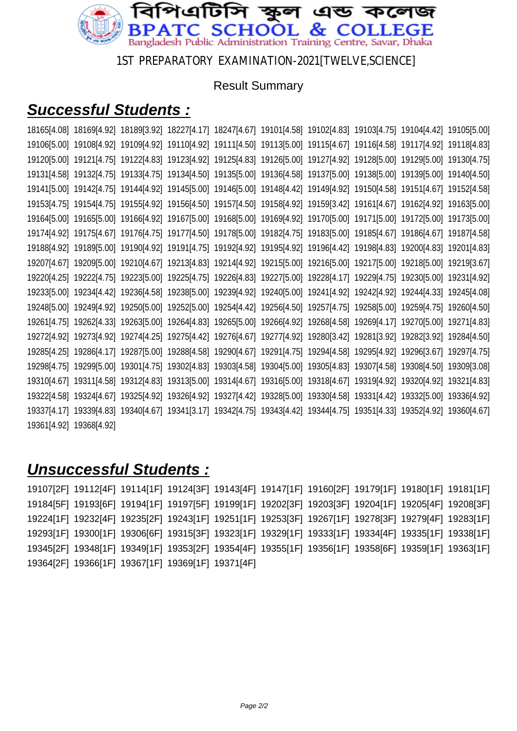# বিপিএটিসি স্কুল এন্ড কলেজ

# BPATC SCHOOL & COLLEGE

Bangladesh Public Administration Training Centre, Savar, Dhaka

1ST PREPARATORY EXAMINATION-2021[TWELVE,SCIENCE]

Result Summary

## ***Successful Students :***

18165[4.08] 18169[4.92] 18189[3.92] 18227[4.17] 18247[4.67] 19101[4.58] 19102[4.83] 19103[4.75] 19104[4.42] 19105[5.00] 19106[5.00] 19108[4.92] 19109[4.92] 19110[4.92] 19111[4.50] 19113[5.00] 19115[4.67] 19116[4.58] 19117[4.92] 19118[4.83] 19120[5.00] 19121[4.75] 19122[4.83] 19123[4.92] 19125[4.83] 19126[5.00] 19127[4.92] 19128[5.00] 19129[5.00] 19130[4.75] 19131[4.58] 19132[4.75] 19133[4.75] 19134[4.50] 19135[5.00] 19136[4.58] 19137[5.00] 19138[5.00] 19139[5.00] 19140[4.50] 19141[5.00] 19142[4.75] 19144[4.92] 19145[5.00] 19146[5.00] 19148[4.42] 19149[4.92] 19150[4.58] 19151[4.67] 19152[4.58] 19153[4.75] 19154[4.75] 19155[4.92] 19156[4.50] 19157[4.50] 19158[4.92] 19159[3.42] 19161[4.67] 19162[4.92] 19163[5.00] 19164[5.00] 19165[5.00] 19166[4.92] 19167[5.00] 19168[5.00] 19169[4.92] 19170[5.00] 19171[5.00] 19172[5.00] 19173[5.00] 19174[4.92] 19175[4.67] 19176[4.75] 19177[4.50] 19178[5.00] 19182[4.75] 19183[5.00] 19185[4.67] 19186[4.67] 19187[4.58] 19188[4.92] 19189[5.00] 19190[4.92] 19191[4.75] 19192[4.92] 19195[4.92] 19196[4.42] 19198[4.83] 19200[4.83] 19201[4.83] 19207[4.67] 19209[5.00] 19210[4.67] 19213[4.83] 19214[4.92] 19215[5.00] 19216[5.00] 19217[5.00] 19218[5.00] 19219[3.67] 19220[4.25] 19222[4.75] 19223[5.00] 19225[4.75] 19226[4.83] 19227[5.00] 19228[4.17] 19229[4.75] 19230[5.00] 19231[4.92] 19233[5.00] 19234[4.42] 19236[4.58] 19238[5.00] 19239[4.92] 19240[5.00] 19241[4.92] 19242[4.92] 19244[4.33] 19245[4.08] 19248[5.00] 19249[4.92] 19250[5.00] 19252[5.00] 19254[4.42] 19256[4.50] 19257[4.75] 19258[5.00] 19259[4.75] 19260[4.50] 19261[4.75] 19262[4.33] 19263[5.00] 19264[4.83] 19265[5.00] 19266[4.92] 19268[4.58] 19269[4.17] 19270[5.00] 19271[4.83] 19272[4.92] 19273[4.92] 19274[4.25] 19275[4.42] 19276[4.67] 19277[4.92] 19280[3.42] 19281[3.92] 19282[3.92] 19284[4.50] 19285[4.25] 19286[4.17] 19287[5.00] 19288[4.58] 19290[4.67] 19291[4.75] 19294[4.58] 19295[4.92] 19296[3.67] 19297[4.75] 19298[4.75] 19299[5.00] 19301[4.75] 19302[4.83] 19303[4.58] 19304[5.00] 19305[4.83] 19307[4.58] 19308[4.50] 19309[3.08] 19310[4.67] 19311[4.58] 19312[4.83] 19313[5.00] 19314[4.67] 19316[5.00] 19318[4.67] 19319[4.92] 19320[4.92] 19321[4.83] 19322[4.58] 19324[4.67] 19325[4.92] 19326[4.92] 19327[4.42] 19328[5.00] 19330[4.58] 19331[4.42] 19332[5.00] 19336[4.92] 19337[4.17] 19339[4.83] 19340[4.67] 19341[3.17] 19342[4.75] 19343[4.42] 19344[4.75] 19351[4.33] 19352[4.92] 19360[4.67] 19361[4.92] 19368[4.92]

## ***Unsuccessful Students :***

19107[2F] 19112[4F] 19114[1F] 19124[3F] 19143[4F] 19147[1F] 19160[2F] 19179[1F] 19180[1F] 19181[1F] 19184[5F] 19193[6F] 19194[1F] 19197[5F] 19199[1F] 19202[3F] 19203[3F] 19204[1F] 19205[4F] 19208[3F] 19224[1F] 19232[4F] 19235[2F] 19243[1F] 19251[1F] 19253[3F] 19267[1F] 19278[3F] 19279[4F] 19283[1F] 19293[1F] 19300[1F] 19306[6F] 19315[3F] 19323[1F] 19329[1F] 19333[1F] 19334[4F] 19335[1F] 19338[1F] 19345[2F] 19348[1F] 19349[1F] 19353[2F] 19354[4F] 19355[1F] 19356[1F] 19358[6F] 19359[1F] 19363[1F] 19364[2F] 19366[1F] 19367[1F] 19369[1F] 19371[4F]